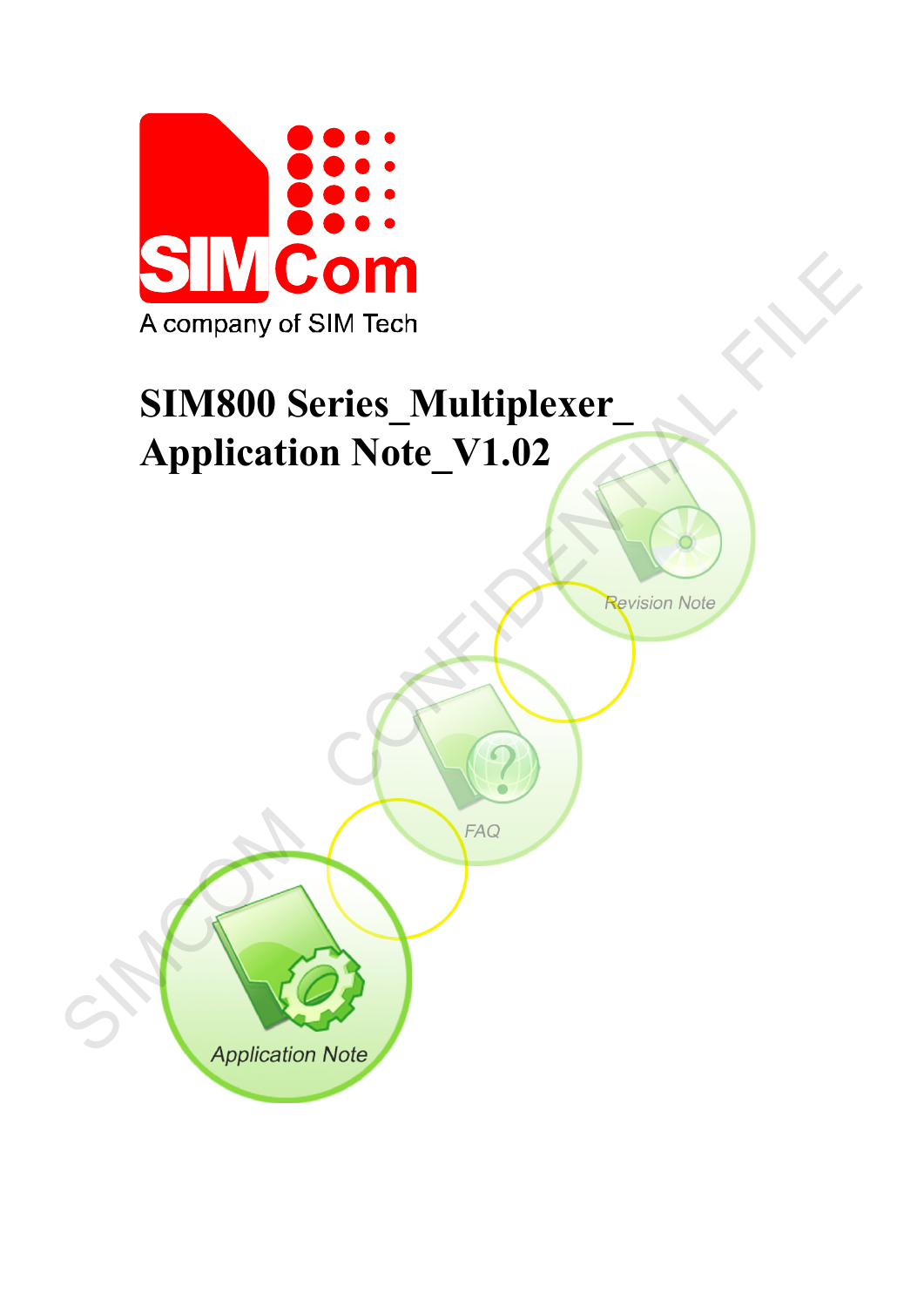A company of SIM Tech

# SIM800 Series_Multiplexer_ Application Note_V1.02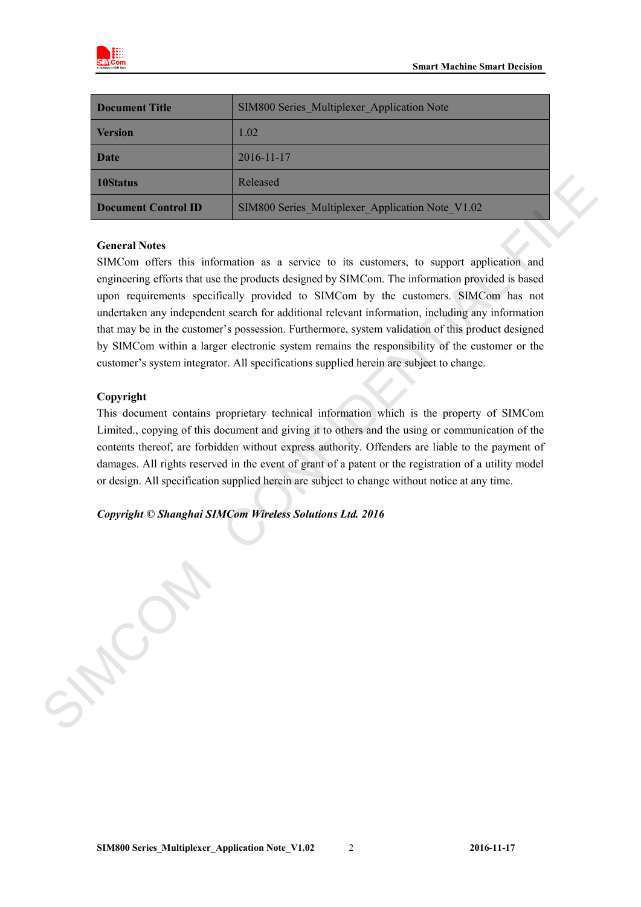| Document Title | SIM800 Series_Multiplexer_Application Note |
|---|---|
| Version | 1.02 |
| Date | 2016-11-17 |
| 10Status | Released |
| Document Control ID | SIM800 Series_Multiplexer_Application Note_V1.02 |

**General Notes**

SIMCom offers this information as a service to its customers, to support application and engineering efforts that use the products designed by SIMCom. The information provided is based upon requirements specifically provided to SIMCom by the customers. SIMCom has not undertaken any independent search for additional relevant information, including any information that may be in the customer's possession. Furthermore, system validation of this product designed by SIMCom within a larger electronic system remains the responsibility of the customer or the customer's system integrator. All specifications supplied herein are subject to change.

**Copyright**

This document contains proprietary technical information which is the property of SIMCom Limited., copying of this document and giving it to others and the using or communication of the contents thereof, are forbidden without express authority. Offenders are liable to the payment of damages. All rights reserved in the event of grant of a patent or the registration of a utility model or design. All specification supplied herein are subject to change without notice at any time.

***Copyright © Shanghai SIMCom Wireless Solutions Ltd. 2016***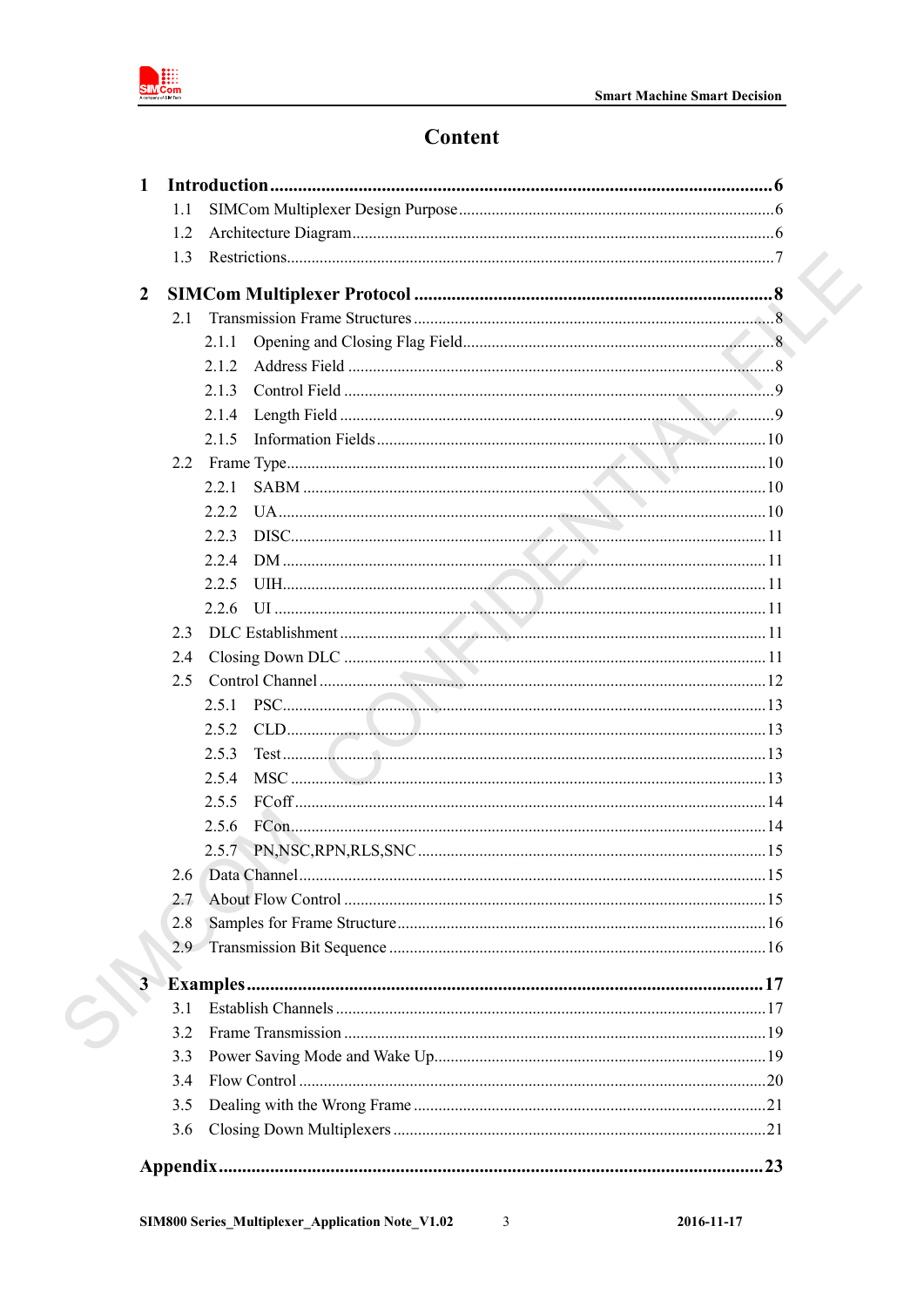# Content

**1 Introduction** ........................................................ **6**

- 1.1 SIMCom Multiplexer Design Purpose ........................................ 6
- 1.2 Architecture Diagram ........................................ 6
- 1.3 Restrictions ........................................ 7

**2 SIMCom Multiplexer Protocol** ........................................ **8**

- 2.1 Transmission Frame Structures ........................................ 8
  - 2.1.1 Opening and Closing Flag Field ........................................ 8
  - 2.1.2 Address Field ........................................ 8
  - 2.1.3 Control Field ........................................ 9
  - 2.1.4 Length Field ........................................ 9
  - 2.1.5 Information Fields ........................................ 10
- 2.2 Frame Type ........................................ 10
  - 2.2.1 SABM ........................................ 10
  - 2.2.2 UA ........................................ 10
  - 2.2.3 DISC ........................................ 11
  - 2.2.4 DM ........................................ 11
  - 2.2.5 UIH ........................................ 11
  - 2.2.6 UI ........................................ 11
- 2.3 DLC Establishment ........................................ 11
- 2.4 Closing Down DLC ........................................ 11
- 2.5 Control Channel ........................................ 12
  - 2.5.1 PSC ........................................ 13
  - 2.5.2 CLD ........................................ 13
  - 2.5.3 Test ........................................ 13
  - 2.5.4 MSC ........................................ 13
  - 2.5.5 FCoff ........................................ 14
  - 2.5.6 FCon ........................................ 14
  - 2.5.7 PN,NSC,RPN,RLS,SNC ........................................ 15
- 2.6 Data Channel ........................................ 15
- 2.7 About Flow Control ........................................ 15
- 2.8 Samples for Frame Structure ........................................ 16
- 2.9 Transmission Bit Sequence ........................................ 16

**3 Examples** ........................................ **17**

- 3.1 Establish Channels ........................................ 17
- 3.2 Frame Transmission ........................................ 19
- 3.3 Power Saving Mode and Wake Up ........................................ 19
- 3.4 Flow Control ........................................ 20
- 3.5 Dealing with the Wrong Frame ........................................ 21
- 3.6 Closing Down Multiplexers ........................................ 21

**Appendix** ........................................ **23**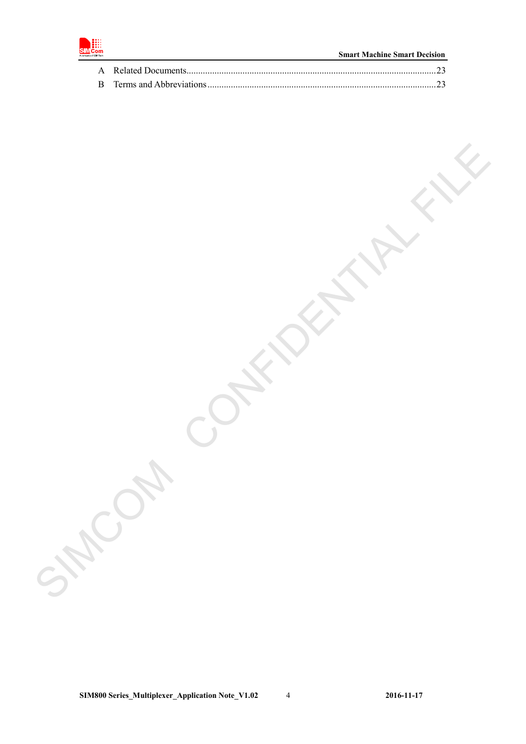A Related Documents..........................................................................................................23

B Terms and Abbreviations..................................................................................................23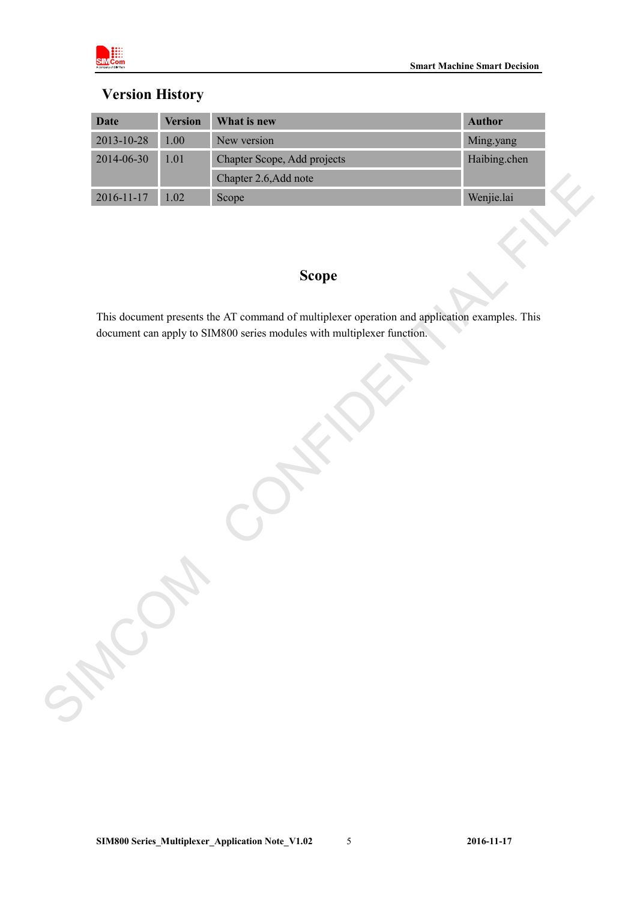## Version History

| Date | Version | What is new | Author |
|---|---|---|---|
| 2013-10-28 | 1.00 | New version | Ming.yang |
| 2014-06-30 | 1.01 | Chapter Scope, Add projects | Haibing.chen |
| | | Chapter 2.6,Add note | |
| 2016-11-17 | 1.02 | Scope | Wenjie.lai |

## Scope

This document presents the AT command of multiplexer operation and application examples. This document can apply to SIM800 series modules with multiplexer function.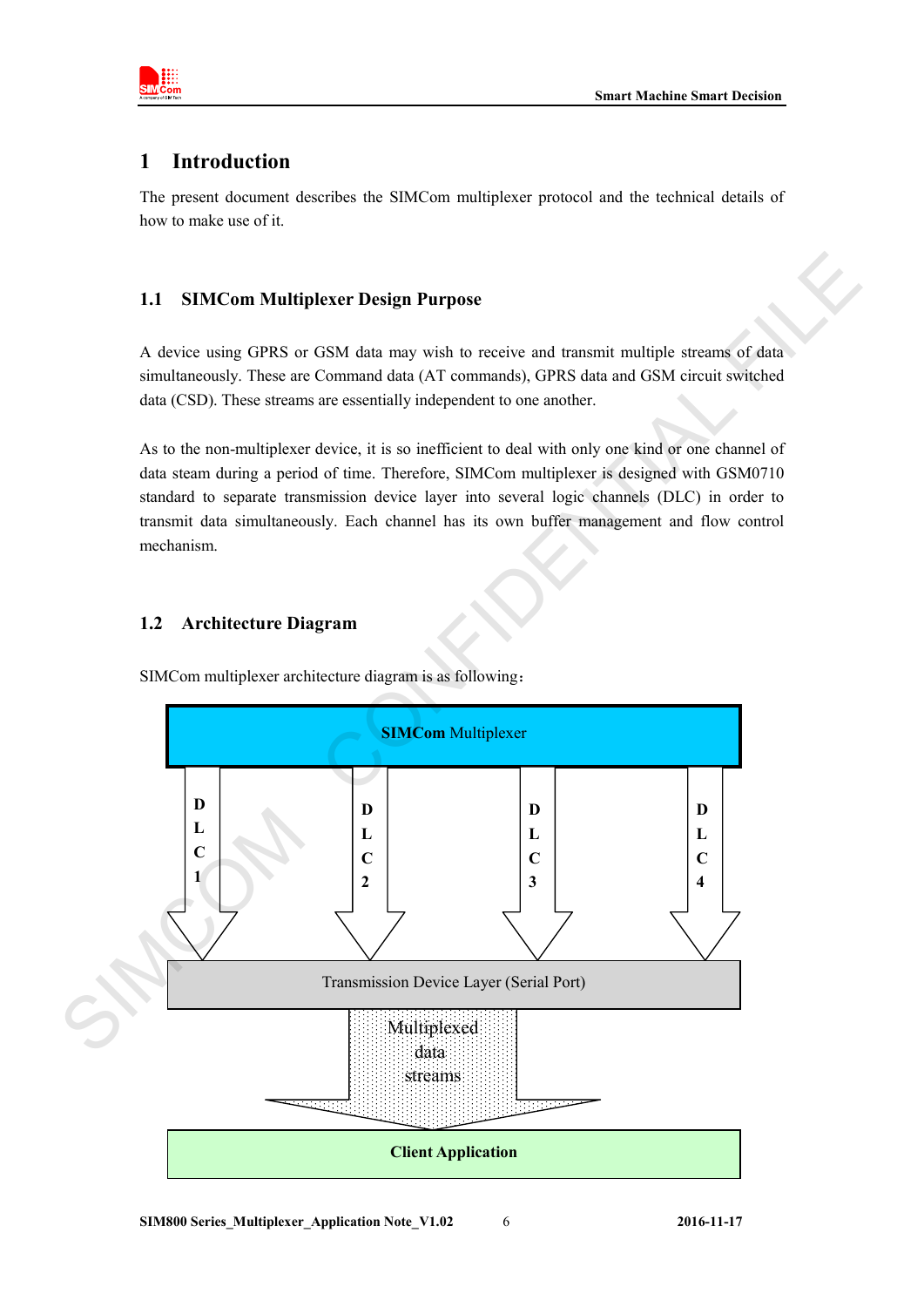# 1 Introduction

The present document describes the SIMCom multiplexer protocol and the technical details of how to make use of it.

## 1.1 SIMCom Multiplexer Design Purpose

A device using GPRS or GSM data may wish to receive and transmit multiple streams of data simultaneously. These are Command data (AT commands), GPRS data and GSM circuit switched data (CSD). These streams are essentially independent to one another.

As to the non-multiplexer device, it is so inefficient to deal with only one kind or one channel of data steam during a period of time. Therefore, SIMCom multiplexer is designed with GSM0710 standard to separate transmission device layer into several logic channels (DLC) in order to transmit data simultaneously. Each channel has its own buffer management and flow control mechanism.

## 1.2 Architecture Diagram

SIMCom multiplexer architecture diagram is as following:

**SIMCom** Multiplexer

DLC 1 | DLC 2 | DLC 3 | DLC 4

Transmission Device Layer (Serial Port)

Multiplexed data streams

**Client Application**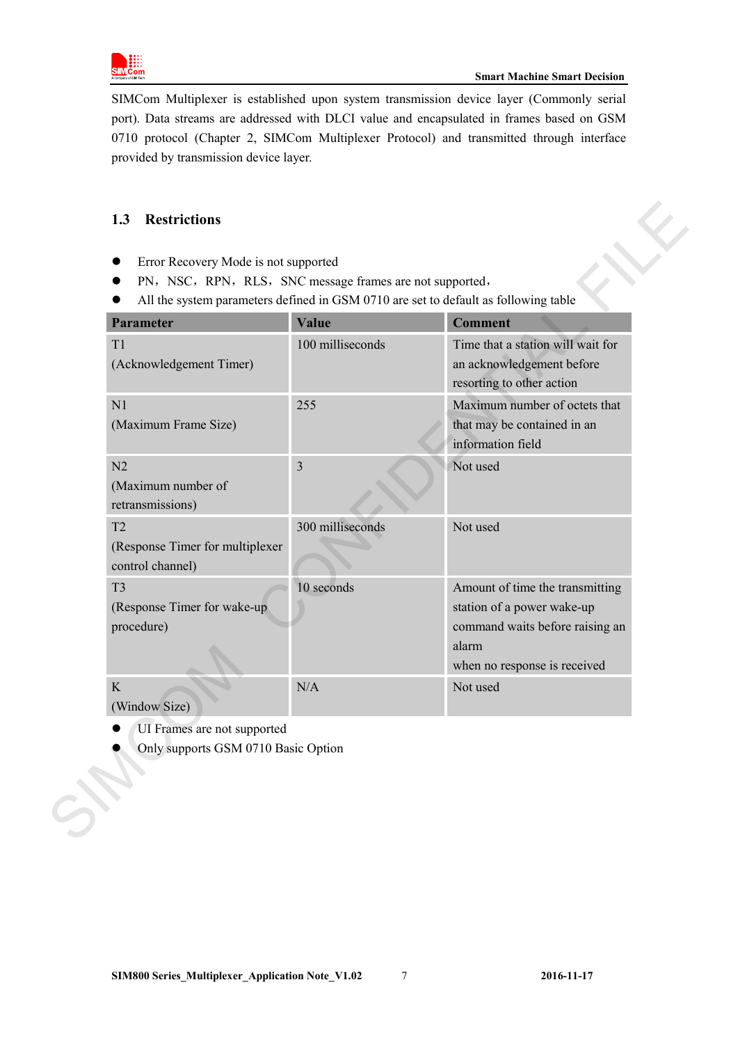SIMCom Multiplexer is established upon system transmission device layer (Commonly serial port). Data streams are addressed with DLCI value and encapsulated in frames based on GSM 0710 protocol (Chapter 2, SIMCom Multiplexer Protocol) and transmitted through interface provided by transmission device layer.

## 1.3 Restrictions

- Error Recovery Mode is not supported
- PN，NSC，RPN，RLS，SNC message frames are not supported，
- All the system parameters defined in GSM 0710 are set to default as following table

| Parameter | Value | Comment |
|---|---|---|
| T1<br>(Acknowledgement Timer) | 100 milliseconds | Time that a station will wait for an acknowledgement before resorting to other action |
| N1<br>(Maximum Frame Size) | 255 | Maximum number of octets that that may be contained in an information field |
| N2<br>(Maximum number of retransmissions) | 3 | Not used |
| T2<br>(Response Timer for multiplexer control channel) | 300 milliseconds | Not used |
| T3<br>(Response Timer for wake-up procedure) | 10 seconds | Amount of time the transmitting station of a power wake-up command waits before raising an alarm<br>when no response is received |
| K<br>(Window Size) | N/A | Not used |

- UI Frames are not supported
- Only supports GSM 0710 Basic Option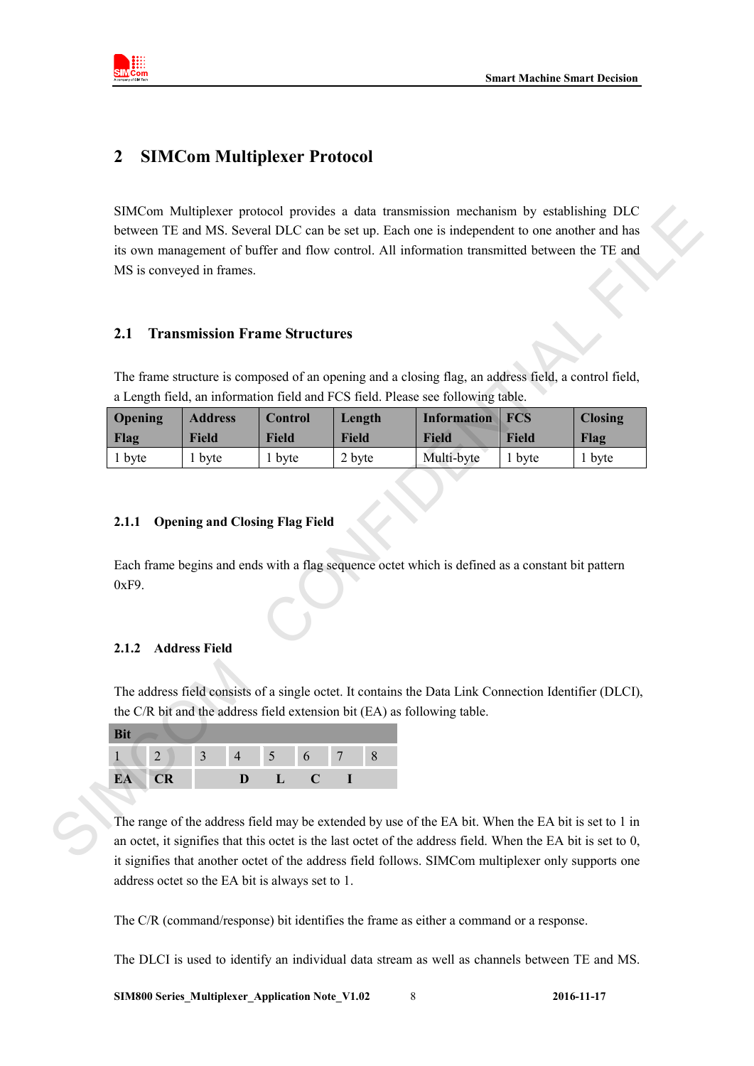# 2 SIMCom Multiplexer Protocol

SIMCom Multiplexer protocol provides a data transmission mechanism by establishing DLC between TE and MS. Several DLC can be set up. Each one is independent to one another and has its own management of buffer and flow control. All information transmitted between the TE and MS is conveyed in frames.

## 2.1 Transmission Frame Structures

The frame structure is composed of an opening and a closing flag, an address field, a control field, a Length field, an information field and FCS field. Please see following table.

| Opening Flag | Address Field | Control Field | Length Field | Information Field | FCS Field | Closing Flag |
|---|---|---|---|---|---|---|
| 1 byte | 1 byte | 1 byte | 2 byte | Multi-byte | 1 byte | 1 byte |

### 2.1.1 Opening and Closing Flag Field

Each frame begins and ends with a flag sequence octet which is defined as a constant bit pattern 0xF9.

### 2.1.2 Address Field

The address field consists of a single octet. It contains the Data Link Connection Identifier (DLCI), the C/R bit and the address field extension bit (EA) as following table.

| Bit | | | | | | | |
|---|---|---|---|---|---|---|---|
| 1 | 2 | 3 | 4 | 5 | 6 | 7 | 8 |
| EA | CR | D | L | C | I | | |

The range of the address field may be extended by use of the EA bit. When the EA bit is set to 1 in an octet, it signifies that this octet is the last octet of the address field. When the EA bit is set to 0, it signifies that another octet of the address field follows. SIMCom multiplexer only supports one address octet so the EA bit is always set to 1.

The C/R (command/response) bit identifies the frame as either a command or a response.

The DLCI is used to identify an individual data stream as well as channels between TE and MS.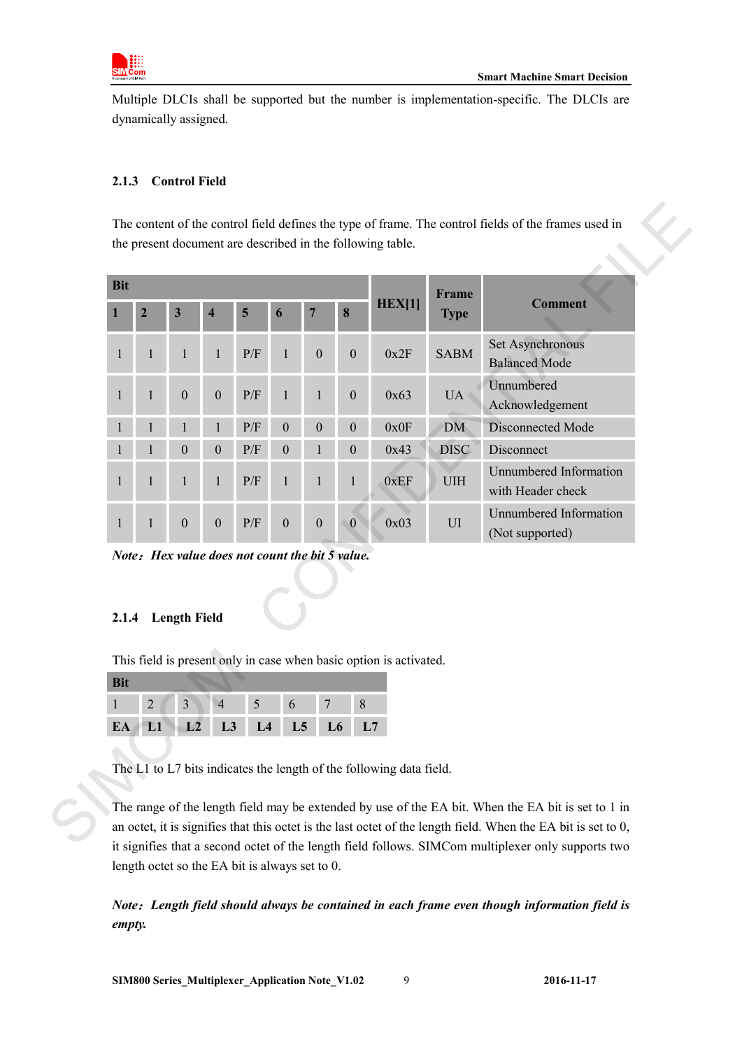Multiple DLCIs shall be supported but the number is implementation-specific. The DLCIs are dynamically assigned.

### 2.1.3 Control Field

The content of the control field defines the type of frame. The control fields of the frames used in the present document are described in the following table.

| Bit | | | | | | | | HEX[1] | Frame Type | Comment |
|---|---|---|---|---|---|---|---|---|---|---|
| **1** | **2** | **3** | **4** | **5** | **6** | **7** | **8** | | | |
| 1 | 1 | 1 | 1 | P/F | 1 | 0 | 0 | 0x2F | SABM | Set Asynchronous Balanced Mode |
| 1 | 1 | 0 | 0 | P/F | 1 | 1 | 0 | 0x63 | UA | Unnumbered Acknowledgement |
| 1 | 1 | 1 | 1 | P/F | 0 | 0 | 0 | 0x0F | DM | Disconnected Mode |
| 1 | 1 | 0 | 0 | P/F | 0 | 1 | 0 | 0x43 | DISC | Disconnect |
| 1 | 1 | 1 | 1 | P/F | 1 | 1 | 1 | 0xEF | UIH | Unnumbered Information with Header check |
| 1 | 1 | 0 | 0 | P/F | 0 | 0 | 0 | 0x03 | UI | Unnumbered Information (Not supported) |

***Note：Hex value does not count the bit 5 value.***

### 2.1.4 Length Field

This field is present only in case when basic option is activated.

| Bit | | | | | | | |
|---|---|---|---|---|---|---|---|
| 1 | 2 | 3 | 4 | 5 | 6 | 7 | 8 |
| **EA** | **L1** | **L2** | **L3** | **L4** | **L5** | **L6** | **L7** |

The L1 to L7 bits indicates the length of the following data field.

The range of the length field may be extended by use of the EA bit. When the EA bit is set to 1 in an octet, it is signifies that this octet is the last octet of the length field. When the EA bit is set to 0, it signifies that a second octet of the length field follows. SIMCom multiplexer only supports two length octet so the EA bit is always set to 0.

***Note：Length field should always be contained in each frame even though information field is empty.***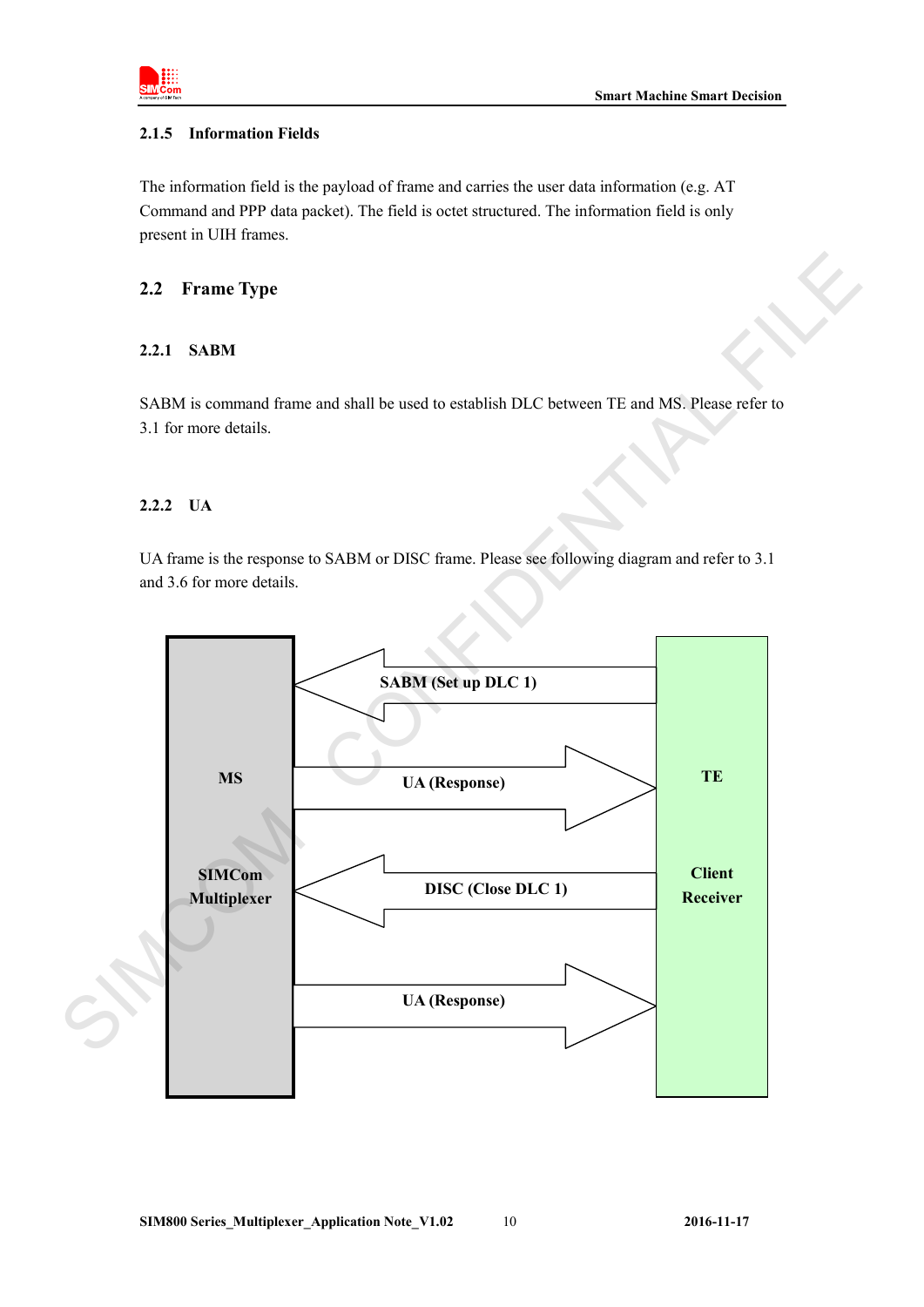### 2.1.5 Information Fields

The information field is the payload of frame and carries the user data information (e.g. AT Command and PPP data packet). The field is octet structured. The information field is only present in UIH frames.

## 2.2 Frame Type

### 2.2.1 SABM

SABM is command frame and shall be used to establish DLC between TE and MS. Please refer to 3.1 for more details.

### 2.2.2 UA

UA frame is the response to SABM or DISC frame. Please see following diagram and refer to 3.1 and 3.6 for more details.

**MS**

**SIMCom Multiplexer**

**SABM (Set up DLC 1)**

**UA (Response)**

**DISC (Close DLC 1)**

**UA (Response)**

**TE**

**Client Receiver**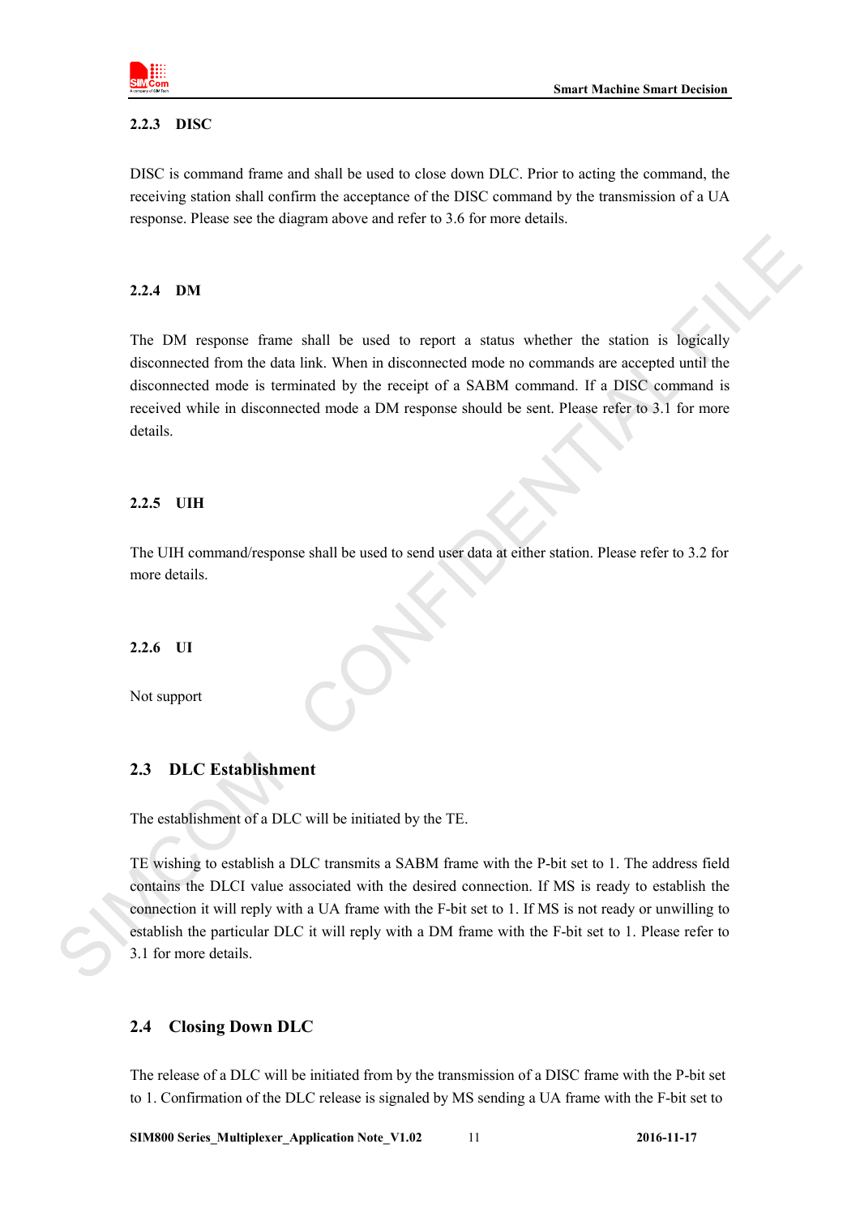### 2.2.3 DISC

DISC is command frame and shall be used to close down DLC. Prior to acting the command, the receiving station shall confirm the acceptance of the DISC command by the transmission of a UA response. Please see the diagram above and refer to 3.6 for more details.

### 2.2.4 DM

The DM response frame shall be used to report a status whether the station is logically disconnected from the data link. When in disconnected mode no commands are accepted until the disconnected mode is terminated by the receipt of a SABM command. If a DISC command is received while in disconnected mode a DM response should be sent. Please refer to 3.1 for more details.

### 2.2.5 UIH

The UIH command/response shall be used to send user data at either station. Please refer to 3.2 for more details.

### 2.2.6 UI

Not support

## 2.3 DLC Establishment

The establishment of a DLC will be initiated by the TE.

TE wishing to establish a DLC transmits a SABM frame with the P-bit set to 1. The address field contains the DLCI value associated with the desired connection. If MS is ready to establish the connection it will reply with a UA frame with the F-bit set to 1. If MS is not ready or unwilling to establish the particular DLC it will reply with a DM frame with the F-bit set to 1. Please refer to 3.1 for more details.

## 2.4 Closing Down DLC

The release of a DLC will be initiated from by the transmission of a DISC frame with the P-bit set to 1. Confirmation of the DLC release is signaled by MS sending a UA frame with the F-bit set to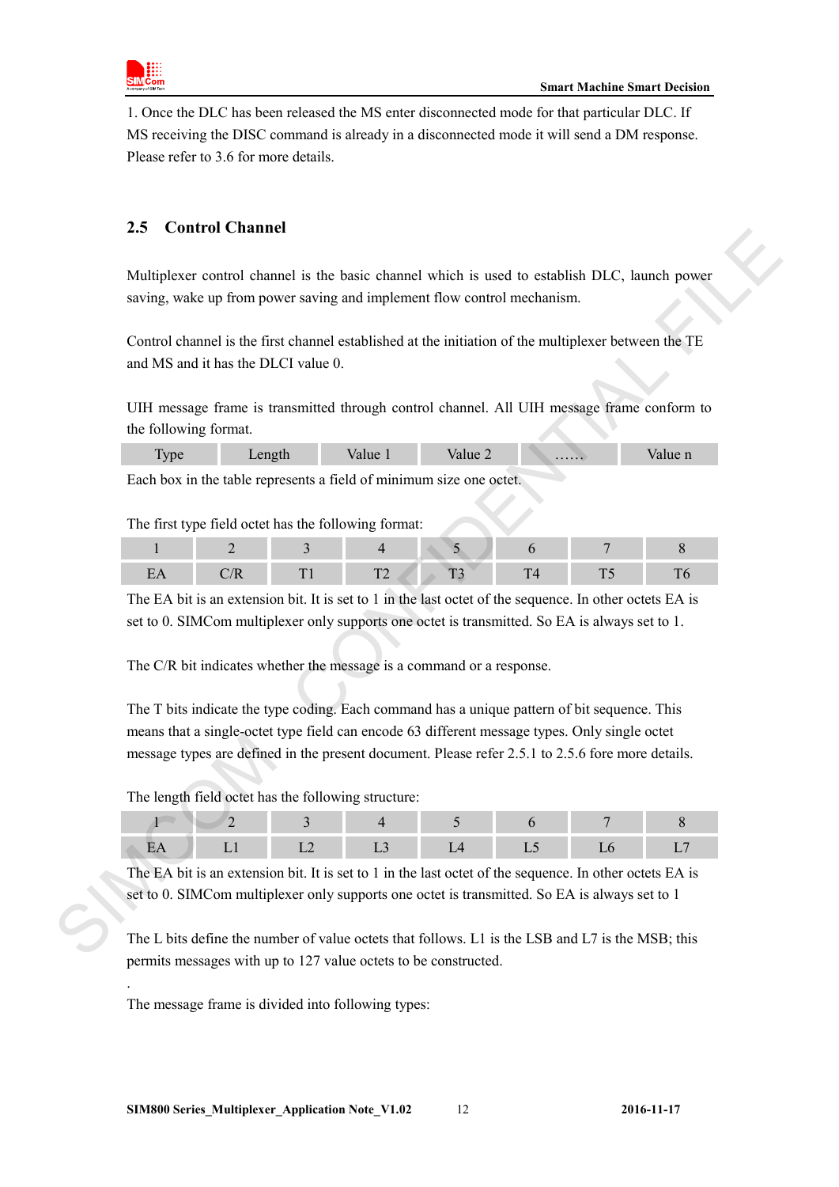1. Once the DLC has been released the MS enter disconnected mode for that particular DLC. If MS receiving the DISC command is already in a disconnected mode it will send a DM response. Please refer to 3.6 for more details.

## 2.5 Control Channel

Multiplexer control channel is the basic channel which is used to establish DLC, launch power saving, wake up from power saving and implement flow control mechanism.

Control channel is the first channel established at the initiation of the multiplexer between the TE and MS and it has the DLCI value 0.

UIH message frame is transmitted through control channel. All UIH message frame conform to the following format.

| Type | Length | Value 1 | Value 2 | …… | Value n |
|---|---|---|---|---|---|

Each box in the table represents a field of minimum size one octet.

The first type field octet has the following format:

| 1 | 2 | 3 | 4 | 5 | 6 | 7 | 8 |
|---|---|---|---|---|---|---|---|
| EA | C/R | T1 | T2 | T3 | T4 | T5 | T6 |

The EA bit is an extension bit. It is set to 1 in the last octet of the sequence. In other octets EA is set to 0. SIMCom multiplexer only supports one octet is transmitted. So EA is always set to 1.

The C/R bit indicates whether the message is a command or a response.

The T bits indicate the type coding. Each command has a unique pattern of bit sequence. This means that a single-octet type field can encode 63 different message types. Only single octet message types are defined in the present document. Please refer 2.5.1 to 2.5.6 fore more details.

The length field octet has the following structure:

| 1 | 2 | 3 | 4 | 5 | 6 | 7 | 8 |
|---|---|---|---|---|---|---|---|
| EA | L1 | L2 | L3 | L4 | L5 | L6 | L7 |

The EA bit is an extension bit. It is set to 1 in the last octet of the sequence. In other octets EA is set to 0. SIMCom multiplexer only supports one octet is transmitted. So EA is always set to 1

The L bits define the number of value octets that follows. L1 is the LSB and L7 is the MSB; this permits messages with up to 127 value octets to be constructed.

.

The message frame is divided into following types: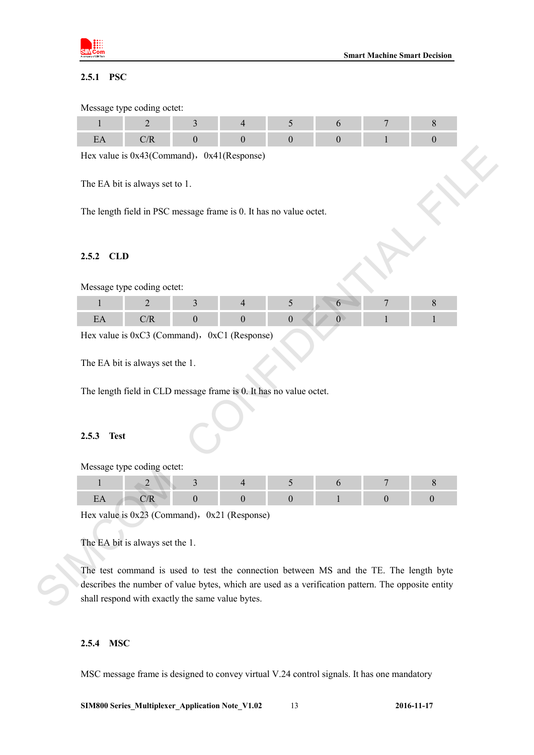### 2.5.1 PSC

Message type coding octet:

| 1 | 2 | 3 | 4 | 5 | 6 | 7 | 8 |
|---|---|---|---|---|---|---|---|
| EA | C/R | 0 | 0 | 0 | 0 | 1 | 0 |

Hex value is 0x43(Command)，0x41(Response)

The EA bit is always set to 1.

The length field in PSC message frame is 0. It has no value octet.

### 2.5.2 CLD

Message type coding octet:

| 1 | 2 | 3 | 4 | 5 | 6 | 7 | 8 |
|---|---|---|---|---|---|---|---|
| EA | C/R | 0 | 0 | 0 | 0 | 1 | 1 |

Hex value is 0xC3 (Command)，0xC1 (Response)

The EA bit is always set the 1.

The length field in CLD message frame is 0. It has no value octet.

### 2.5.3 Test

Message type coding octet:

| 1 | 2 | 3 | 4 | 5 | 6 | 7 | 8 |
|---|---|---|---|---|---|---|---|
| EA | C/R | 0 | 0 | 0 | 1 | 0 | 0 |

Hex value is 0x23 (Command)，0x21 (Response)

The EA bit is always set the 1.

The test command is used to test the connection between MS and the TE. The length byte describes the number of value bytes, which are used as a verification pattern. The opposite entity shall respond with exactly the same value bytes.

### 2.5.4 MSC

MSC message frame is designed to convey virtual V.24 control signals. It has one mandatory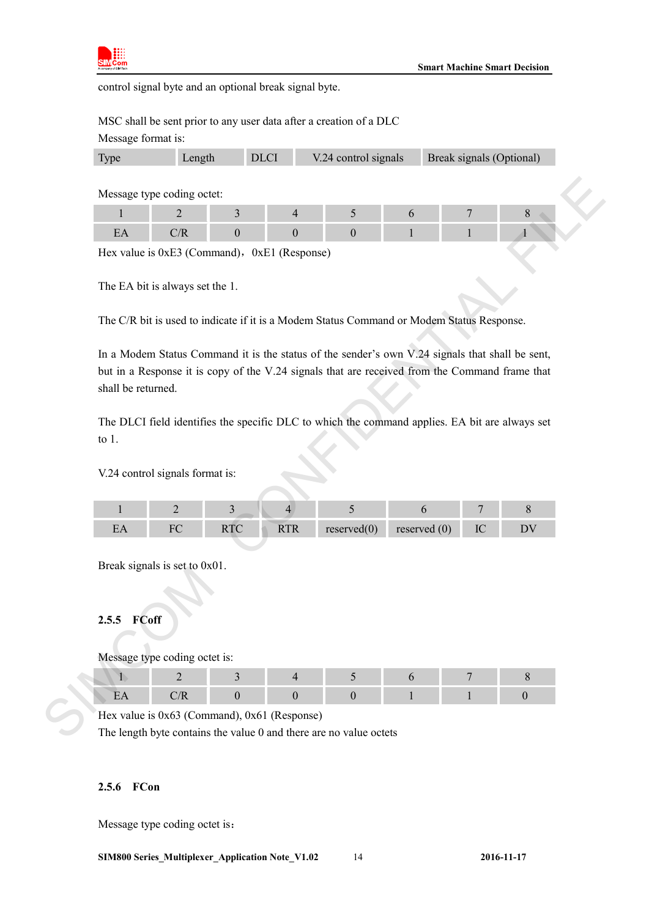control signal byte and an optional break signal byte.

MSC shall be sent prior to any user data after a creation of a DLC
Message format is:

| Type | Length | DLCI | V.24 control signals | Break signals (Optional) |
|---|---|---|---|---|

Message type coding octet:

| 1 | 2 | 3 | 4 | 5 | 6 | 7 | 8 |
|---|---|---|---|---|---|---|---|
| EA | C/R | 0 | 0 | 0 | 1 | 1 | 1 |

Hex value is 0xE3 (Command)，0xE1 (Response)

The EA bit is always set the 1.

The C/R bit is used to indicate if it is a Modem Status Command or Modem Status Response.

In a Modem Status Command it is the status of the sender's own V.24 signals that shall be sent, but in a Response it is copy of the V.24 signals that are received from the Command frame that shall be returned.

The DLCI field identifies the specific DLC to which the command applies. EA bit are always set to 1.

V.24 control signals format is:

| 1 | 2 | 3 | 4 | 5 | 6 | 7 | 8 |
|---|---|---|---|---|---|---|---|
| EA | FC | RTC | RTR | reserved(0) | reserved (0) | IC | DV |

Break signals is set to 0x01.

### 2.5.5 FCoff

Message type coding octet is:

| 1 | 2 | 3 | 4 | 5 | 6 | 7 | 8 |
|---|---|---|---|---|---|---|---|
| EA | C/R | 0 | 0 | 0 | 1 | 1 | 0 |

Hex value is 0x63 (Command), 0x61 (Response)
The length byte contains the value 0 and there are no value octets

### 2.5.6 FCon

Message type coding octet is：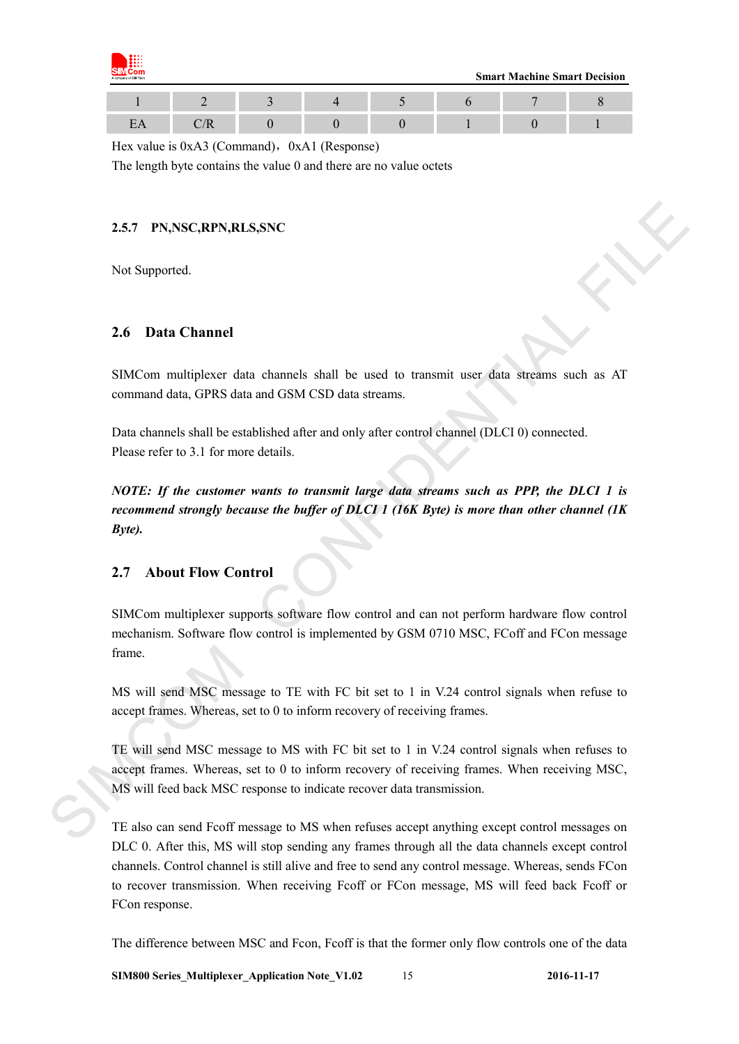| 1 | 2 | 3 | 4 | 5 | 6 | 7 | 8 |
|---|---|---|---|---|---|---|---|
| EA | C/R | 0 | 0 | 0 | 1 | 0 | 1 |

Hex value is 0xA3 (Command)，0xA1 (Response)

The length byte contains the value 0 and there are no value octets

#### 2.5.7 PN,NSC,RPN,RLS,SNC

Not Supported.

### 2.6 Data Channel

SIMCom multiplexer data channels shall be used to transmit user data streams such as AT command data, GPRS data and GSM CSD data streams.

Data channels shall be established after and only after control channel (DLCI 0) connected. Please refer to 3.1 for more details.

***NOTE: If the customer wants to transmit large data streams such as PPP, the DLCI 1 is recommend strongly because the buffer of DLCI 1 (16K Byte) is more than other channel (1K Byte).***

### 2.7 About Flow Control

SIMCom multiplexer supports software flow control and can not perform hardware flow control mechanism. Software flow control is implemented by GSM 0710 MSC, FCoff and FCon message frame.

MS will send MSC message to TE with FC bit set to 1 in V.24 control signals when refuse to accept frames. Whereas, set to 0 to inform recovery of receiving frames.

TE will send MSC message to MS with FC bit set to 1 in V.24 control signals when refuses to accept frames. Whereas, set to 0 to inform recovery of receiving frames. When receiving MSC, MS will feed back MSC response to indicate recover data transmission.

TE also can send Fcoff message to MS when refuses accept anything except control messages on DLC 0. After this, MS will stop sending any frames through all the data channels except control channels. Control channel is still alive and free to send any control message. Whereas, sends FCon to recover transmission. When receiving Fcoff or FCon message, MS will feed back Fcoff or FCon response.

The difference between MSC and Fcon, Fcoff is that the former only flow controls one of the data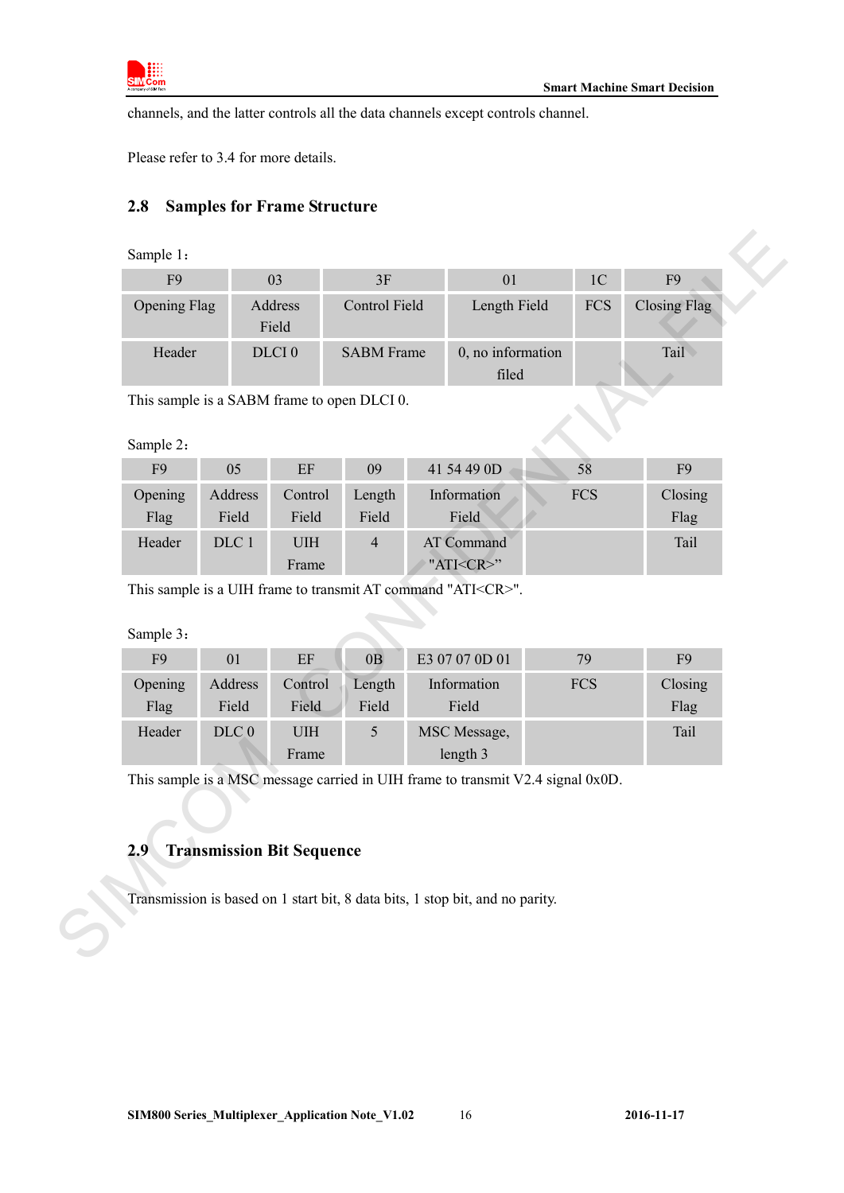channels, and the latter controls all the data channels except controls channel.

Please refer to 3.4 for more details.

## 2.8 Samples for Frame Structure

Sample 1：

| F9 | 03 | 3F | 01 | 1C | F9 |
|---|---|---|---|---|---|
| Opening Flag | Address Field | Control Field | Length Field | FCS | Closing Flag |
| Header | DLCI 0 | SABM Frame | 0, no information filed | | Tail |

This sample is a SABM frame to open DLCI 0.

Sample 2：

| F9 | 05 | EF | 09 | 41 54 49 0D | 58 | F9 |
|---|---|---|---|---|---|---|
| Opening Flag | Address Field | Control Field | Length Field | Information Field | FCS | Closing Flag |
| Header | DLC 1 | UIH Frame | 4 | AT Command "ATI<CR>" | | Tail |

This sample is a UIH frame to transmit AT command "ATI<CR>".

Sample 3：

| F9 | 01 | EF | 0B | E3 07 07 0D 01 | 79 | F9 |
|---|---|---|---|---|---|---|
| Opening Flag | Address Field | Control Field | Length Field | Information Field | FCS | Closing Flag |
| Header | DLC 0 | UIH Frame | 5 | MSC Message, length 3 | | Tail |

This sample is a MSC message carried in UIH frame to transmit V2.4 signal 0x0D.

## 2.9 Transmission Bit Sequence

Transmission is based on 1 start bit, 8 data bits, 1 stop bit, and no parity.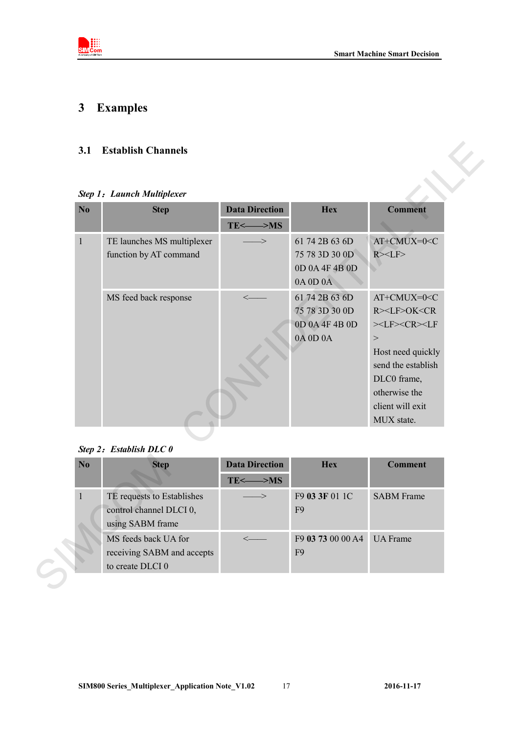# 3 Examples

## 3.1 Establish Channels

***Step 1：Launch Multiplexer***

| No | Step | Data Direction | Hex | Comment |
|---|---|---|---|---|
| | | TE<——>MS | | |
| 1 | TE launches MS multiplexer function by AT command | ——> | 61 74 2B 63 6D 75 78 3D 30 0D 0D 0A 4F 4B 0D 0A 0D 0A | AT+CMUX=0<CR><LF> |
| | MS feed back response | <—— | 61 74 2B 63 6D 75 78 3D 30 0D 0D 0A 4F 4B 0D 0A 0D 0A | AT+CMUX=0<CR><LF>OK<CR><LF><CR><LF> Host need quickly send the establish DLC0 frame, otherwise the client will exit MUX state. |

***Step 2：Establish DLC 0***

| No | Step | Data Direction | Hex | Comment |
|---|---|---|---|---|
| | | TE<——>MS | | |
| 1 | TE requests to Establishes control channel DLCI 0, using SABM frame | ——> | F9 **03 3F** 01 1C F9 | SABM Frame |
| | MS feeds back UA for receiving SABM and accepts to create DLCI 0 | <—— | F9 **03 73** 00 00 A4 F9 | UA Frame |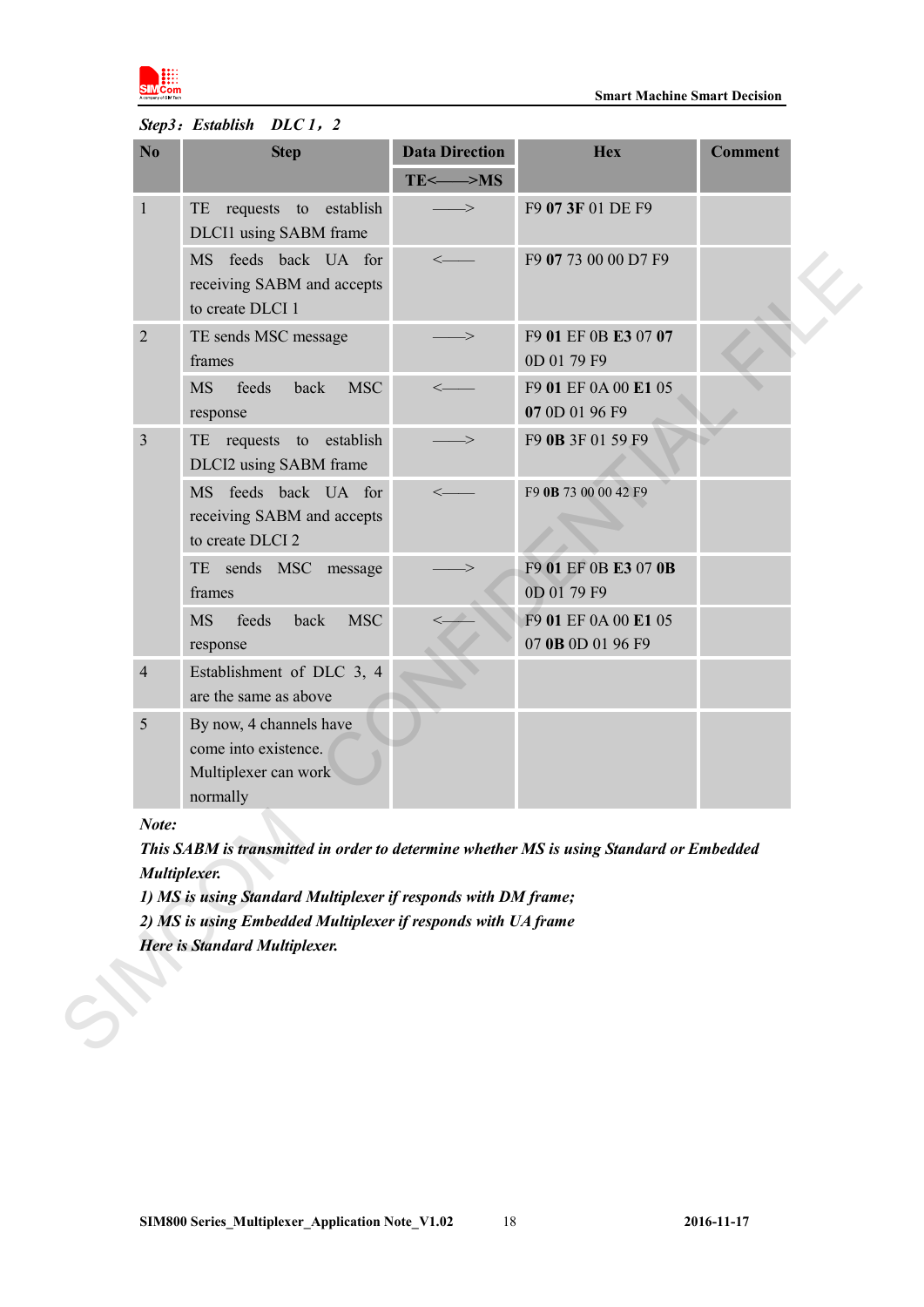***Step3：Establish　DLC 1，2***

| No | Step | Data Direction TE<——>MS | Hex | Comment |
|---|---|---|---|---|
| 1 | TE requests to establish DLCI1 using SABM frame | ——> | F9 **07 3F** 01 DE F9 | |
| | MS feeds back UA for receiving SABM and accepts to create DLCI 1 | <—— | F9 **07** 73 00 00 D7 F9 | |
| 2 | TE sends MSC message frames | ——> | F9 **01** EF 0B **E3** 07 **07** 0D 01 79 F9 | |
| | MS feeds back MSC response | <—— | F9 **01** EF 0A 00 **E1** 05 **07** 0D 01 96 F9 | |
| 3 | TE requests to establish DLCI2 using SABM frame | ——> | F9 **0B** 3F 01 59 F9 | |
| | MS feeds back UA for receiving SABM and accepts to create DLCI 2 | <—— | F9 **0B** 73 00 00 42 F9 | |
| | TE sends MSC message frames | ——> | F9 **01** EF 0B **E3** 07 **0B** 0D 01 79 F9 | |
| | MS feeds back MSC response | <—— | F9 **01** EF 0A 00 **E1** 05 07 **0B** 0D 01 96 F9 | |
| 4 | Establishment of DLC 3, 4 are the same as above | | | |
| 5 | By now, 4 channels have come into existence. Multiplexer can work normally | | | |

***Note:***

***This SABM is transmitted in order to determine whether MS is using Standard or Embedded Multiplexer.***

***1) MS is using Standard Multiplexer if responds with DM frame;***

***2) MS is using Embedded Multiplexer if responds with UA frame***

***Here is Standard Multiplexer.***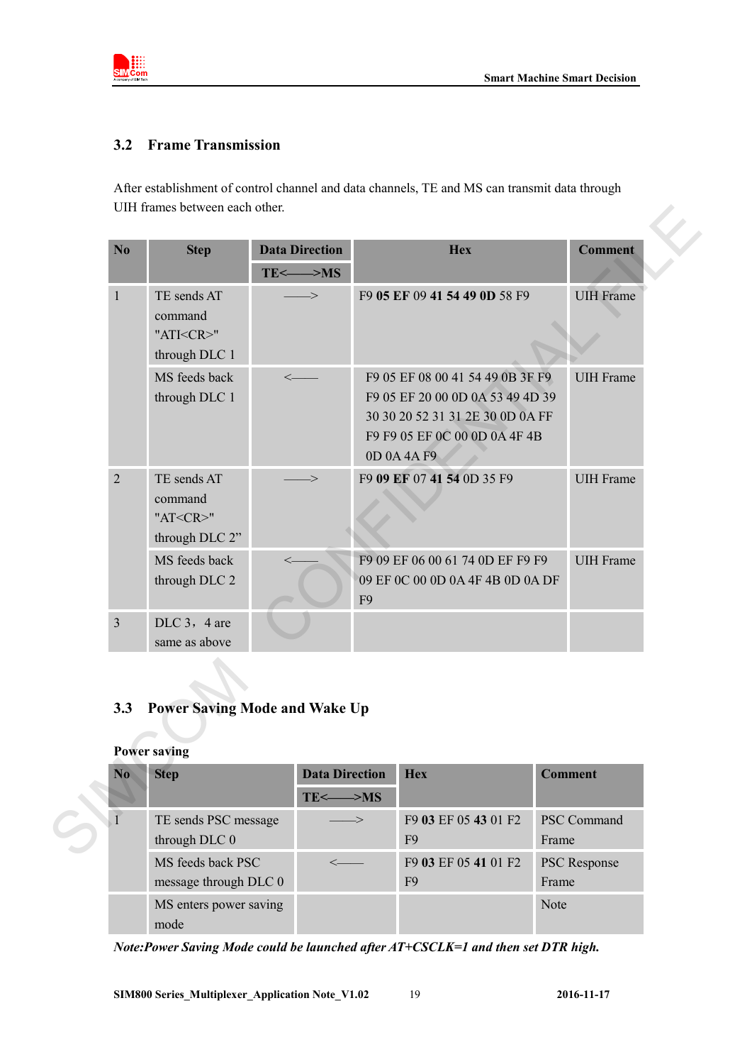## 3.2 Frame Transmission

After establishment of control channel and data channels, TE and MS can transmit data through UIH frames between each other.

| No | Step | Data Direction | Hex | Comment |
|---|---|---|---|---|
| | | TE<——>MS | | |
| 1 | TE sends AT command "ATI<CR>" through DLC 1 | ——> | F9 **05 EF** 09 **41 54 49 0D** 58 F9 | UIH Frame |
| | MS feeds back through DLC 1 | <—— | F9 05 EF 08 00 41 54 49 0B 3F F9 F9 05 EF 20 00 0D 0A 53 49 4D 39 30 30 20 52 31 31 2E 30 0D 0A FF F9 F9 05 EF 0C 00 0D 0A 4F 4B 0D 0A 4A F9 | UIH Frame |
| 2 | TE sends AT command "AT<CR>" through DLC 2" | ——> | F9 **09 EF** 07 **41 54** 0D 35 F9 | UIH Frame |
| | MS feeds back through DLC 2 | <—— | F9 09 EF 06 00 61 74 0D EF F9 F9 09 EF 0C 00 0D 0A 4F 4B 0D 0A DF F9 | UIH Frame |
| 3 | DLC 3，4 are same as above | | | |

## 3.3 Power Saving Mode and Wake Up

**Power saving**

| No | Step | Data Direction | Hex | Comment |
|---|---|---|---|---|
| | | TE<——>MS | | |
| 1 | TE sends PSC message through DLC 0 | ——> | F9 **03** EF 05 **43** 01 F2 F9 | PSC Command Frame |
| | MS feeds back PSC message through DLC 0 | <—— | F9 **03** EF 05 **41** 01 F2 F9 | PSC Response Frame |
| | MS enters power saving mode | | | Note |

***Note:Power Saving Mode could be launched after AT+CSCLK=1 and then set DTR high.***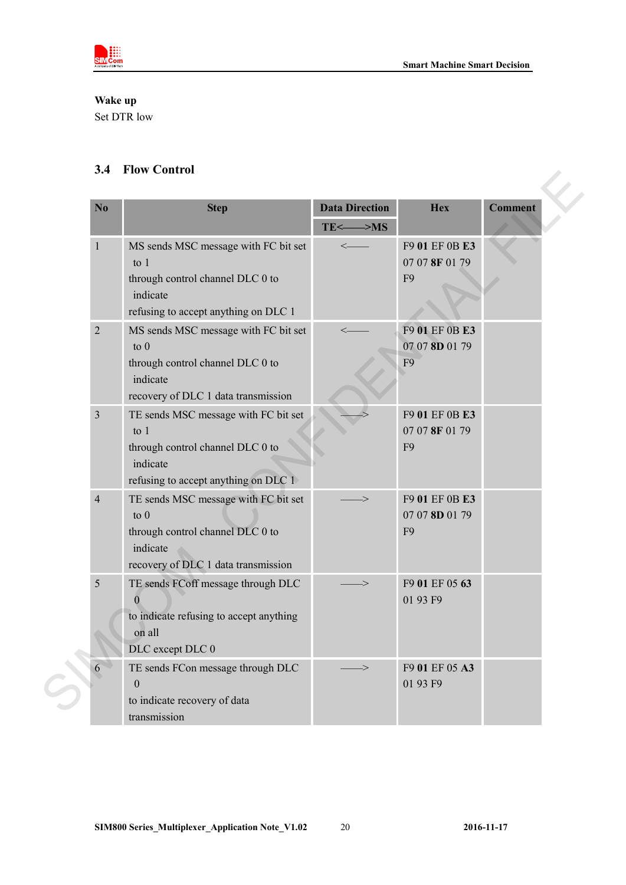**Wake up**

Set DTR low

## 3.4 Flow Control

| No | Step | Data Direction<br>TE<——>MS | Hex | Comment |
|---|---|---|---|---|
| 1 | MS sends MSC message with FC bit set to 1 through control channel DLC 0 to indicate refusing to accept anything on DLC 1 | <—— | F9 **01** EF 0B **E3** 07 07 **8F** 01 79 F9 | |
| 2 | MS sends MSC message with FC bit set to 0 through control channel DLC 0 to indicate recovery of DLC 1 data transmission | <—— | F9 **01** EF 0B **E3** 07 07 **8D** 01 79 F9 | |
| 3 | TE sends MSC message with FC bit set to 1 through control channel DLC 0 to indicate refusing to accept anything on DLC 1 | ——> | F9 **01** EF 0B **E3** 07 07 **8F** 01 79 F9 | |
| 4 | TE sends MSC message with FC bit set to 0 through control channel DLC 0 to indicate recovery of DLC 1 data transmission | ——> | F9 **01** EF 0B **E3** 07 07 **8D** 01 79 F9 | |
| 5 | TE sends FCoff message through DLC 0 to indicate refusing to accept anything on all DLC except DLC 0 | ——> | F9 **01** EF 05 **63** 01 93 F9 | |
| 6 | TE sends FCon message through DLC 0 to indicate recovery of data transmission | ——> | F9 **01** EF 05 **A3** 01 93 F9 | |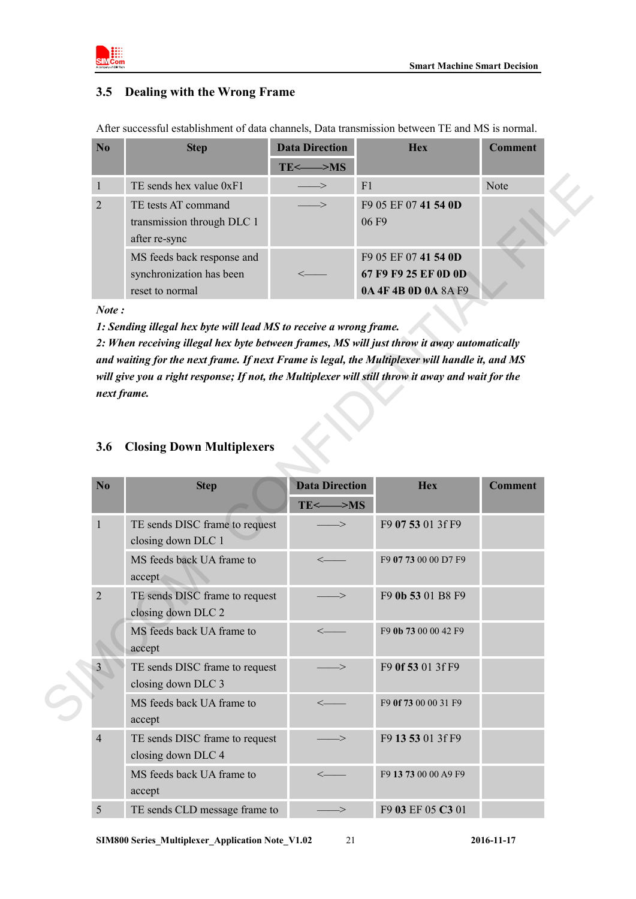## 3.5 Dealing with the Wrong Frame

After successful establishment of data channels, Data transmission between TE and MS is normal.

| No | Step | Data Direction TE<——>MS | Hex | Comment |
|---|---|---|---|---|
| 1 | TE sends hex value 0xF1 | ——> | F1 | Note |
| 2 | TE tests AT command transmission through DLC 1 after re-sync | ——> | F9 05 EF 07 **41 54 0D** 06 F9 | |
| | MS feeds back response and synchronization has been reset to normal | <—— | F9 05 EF 07 **41 54 0D 67 F9 F9 25 EF 0D 0D 0A 4F 4B 0D 0A** 8A F9 | |

***Note :***

***1: Sending illegal hex byte will lead MS to receive a wrong frame.***

***2: When receiving illegal hex byte between frames, MS will just throw it away automatically and waiting for the next frame. If next Frame is legal, the Multiplexer will handle it, and MS will give you a right response; If not, the Multiplexer will still throw it away and wait for the next frame.***

## 3.6 Closing Down Multiplexers

| No | Step | Data Direction TE<——>MS | Hex | Comment |
|---|---|---|---|---|
| 1 | TE sends DISC frame to request closing down DLC 1 | ——> | F9 **07 53** 01 3f F9 | |
| | MS feeds back UA frame to accept | <—— | F9 **07 73** 00 00 D7 F9 | |
| 2 | TE sends DISC frame to request closing down DLC 2 | ——> | F9 **0b 53** 01 B8 F9 | |
| | MS feeds back UA frame to accept | <—— | F9 **0b 73** 00 00 42 F9 | |
| 3 | TE sends DISC frame to request closing down DLC 3 | ——> | F9 **0f 53** 01 3f F9 | |
| | MS feeds back UA frame to accept | <—— | F9 **0f 73** 00 00 31 F9 | |
| 4 | TE sends DISC frame to request closing down DLC 4 | ——> | F9 **13 53** 01 3f F9 | |
| | MS feeds back UA frame to accept | <—— | F9 **13 73** 00 00 A9 F9 | |
| 5 | TE sends CLD message frame to | ——> | F9 **03** EF 05 **C3** 01 | |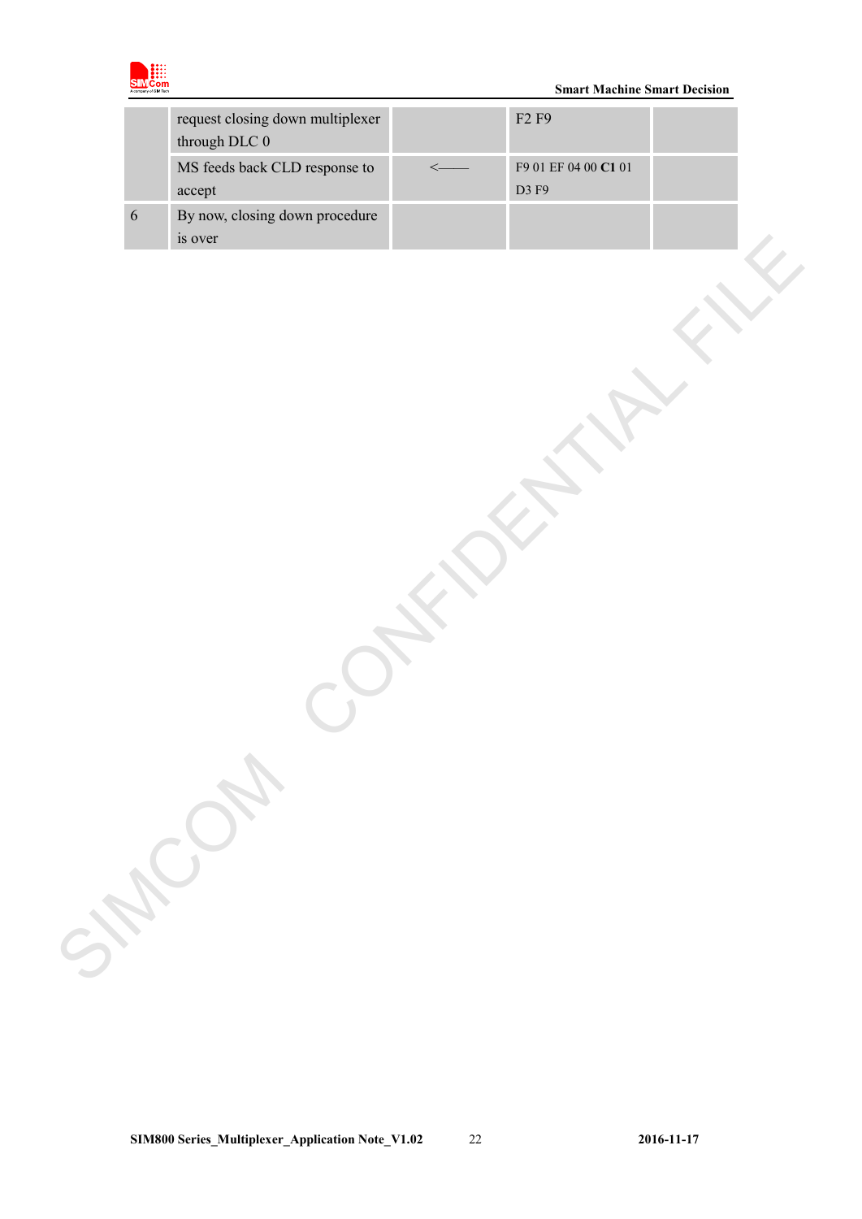| | | | | |
|---|---|---|---|---|
| | request closing down multiplexer through DLC 0 | | F2 F9 | |
| | MS feeds back CLD response to accept | <—— | F9 01 EF 04 00 **C1** 01 D3 F9 | |
| 6 | By now, closing down procedure is over | | | |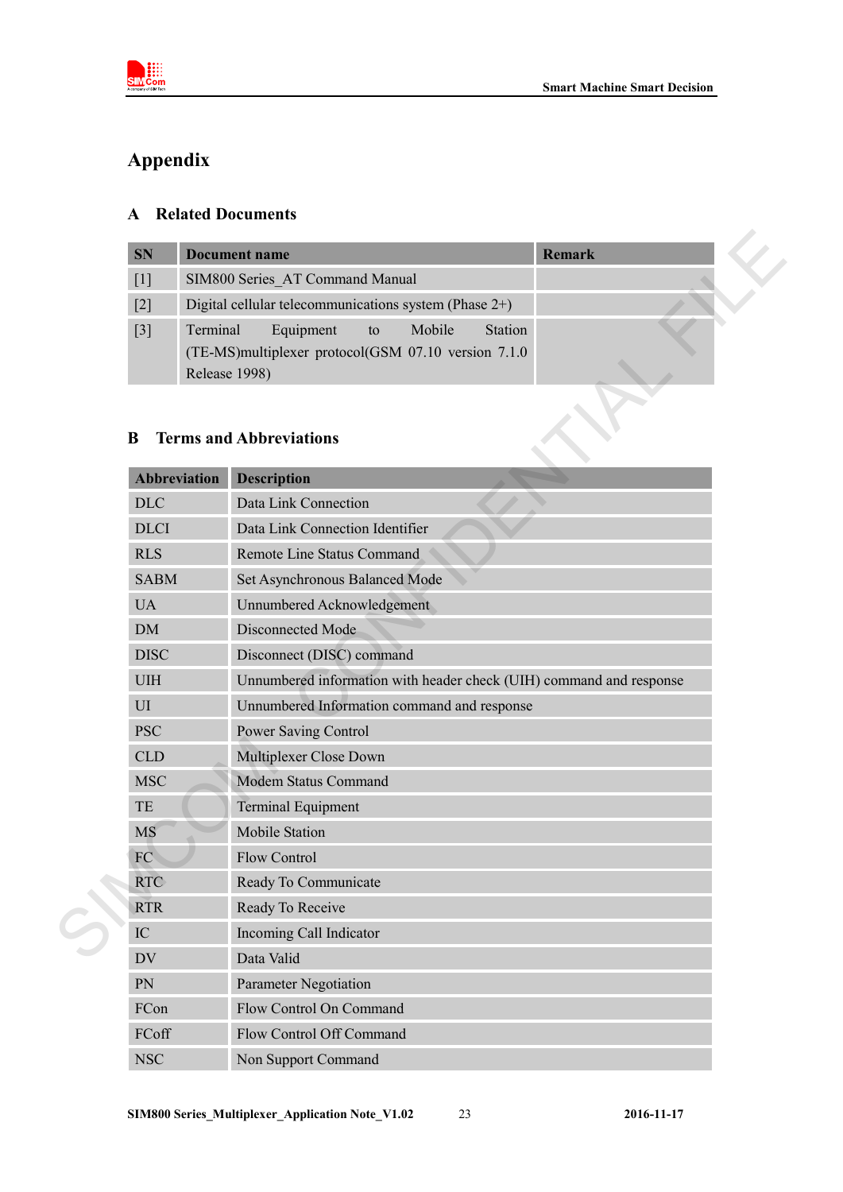# Appendix

## A Related Documents

| SN | Document name | Remark |
|---|---|---|
| [1] | SIM800 Series_AT Command Manual | |
| [2] | Digital cellular telecommunications system (Phase 2+) | |
| [3] | Terminal Equipment to Mobile Station (TE-MS)multiplexer protocol(GSM 07.10 version 7.1.0 Release 1998) | |

## B Terms and Abbreviations

| Abbreviation | Description |
|---|---|
| DLC | Data Link Connection |
| DLCI | Data Link Connection Identifier |
| RLS | Remote Line Status Command |
| SABM | Set Asynchronous Balanced Mode |
| UA | Unnumbered Acknowledgement |
| DM | Disconnected Mode |
| DISC | Disconnect (DISC) command |
| UIH | Unnumbered information with header check (UIH) command and response |
| UI | Unnumbered Information command and response |
| PSC | Power Saving Control |
| CLD | Multiplexer Close Down |
| MSC | Modem Status Command |
| TE | Terminal Equipment |
| MS | Mobile Station |
| FC | Flow Control |
| RTC | Ready To Communicate |
| RTR | Ready To Receive |
| IC | Incoming Call Indicator |
| DV | Data Valid |
| PN | Parameter Negotiation |
| FCon | Flow Control On Command |
| FCoff | Flow Control Off Command |
| NSC | Non Support Command |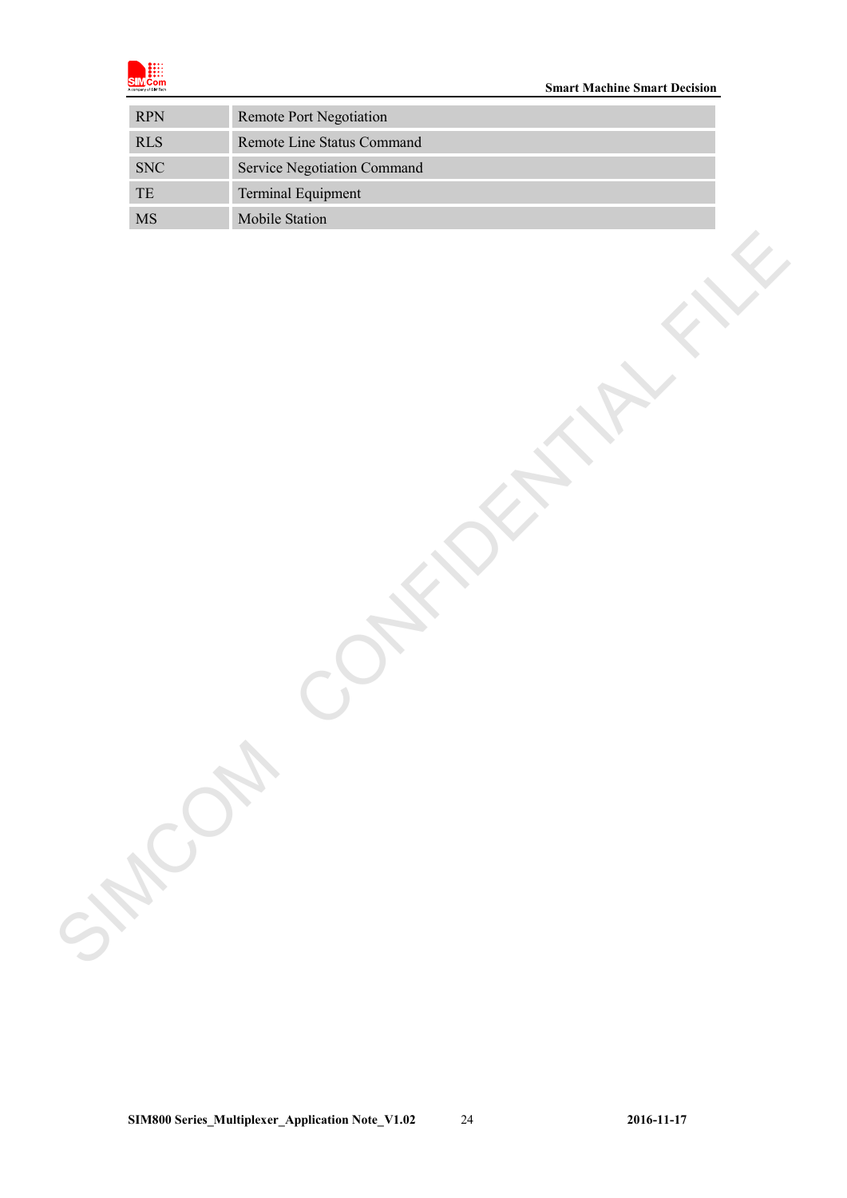| RPN | Remote Port Negotiation |
|---|---|
| RLS | Remote Line Status Command |
| SNC | Service Negotiation Command |
| TE | Terminal Equipment |
| MS | Mobile Station |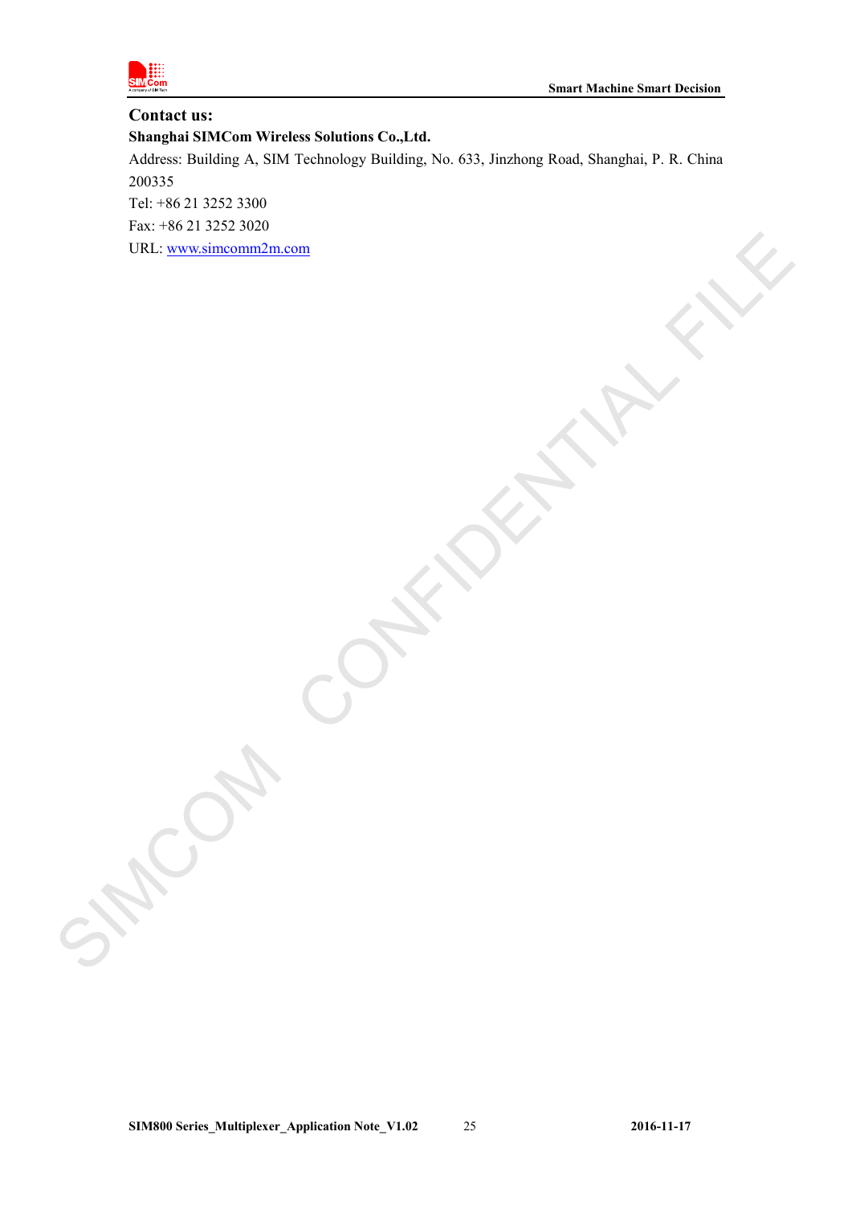**Contact us:**

**Shanghai SIMCom Wireless Solutions Co.,Ltd.**

Address: Building A, SIM Technology Building, No. 633, Jinzhong Road, Shanghai, P. R. China 200335

Tel: +86 21 3252 3300

Fax: +86 21 3252 3020

URL: www.simcomm2m.com